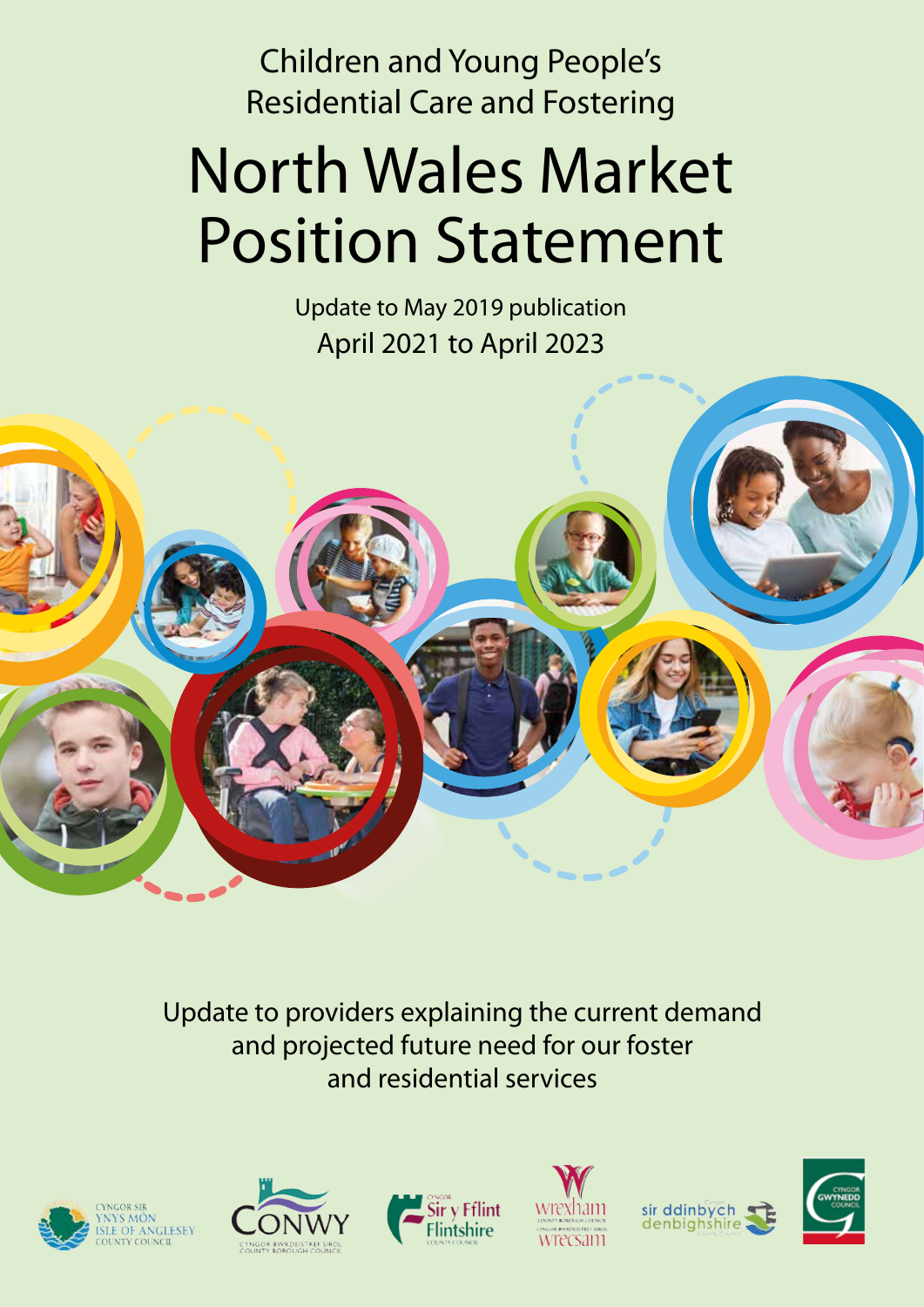Children and Young People's Residential Care and Fostering

# North Wales Market Position Statement

Update to May 2019 publication

April 2021 to April 2023

Update to providers explaining the current demand and projected future need for our foster and residential services

Cyngor Sir Ynys Môn Isle of Anglesey County Council

Conwy Cyngor Bwrdeistref Sirol County Borough Council

Cyngor Sir y Fflint Flintshire County Council

Wrexham County Borough Council Cyngor Bwrdeistref Sirol Wrecsam

Cyngor Sir Ddinbych Denbighshire County Council

Cyngor Gwynedd Council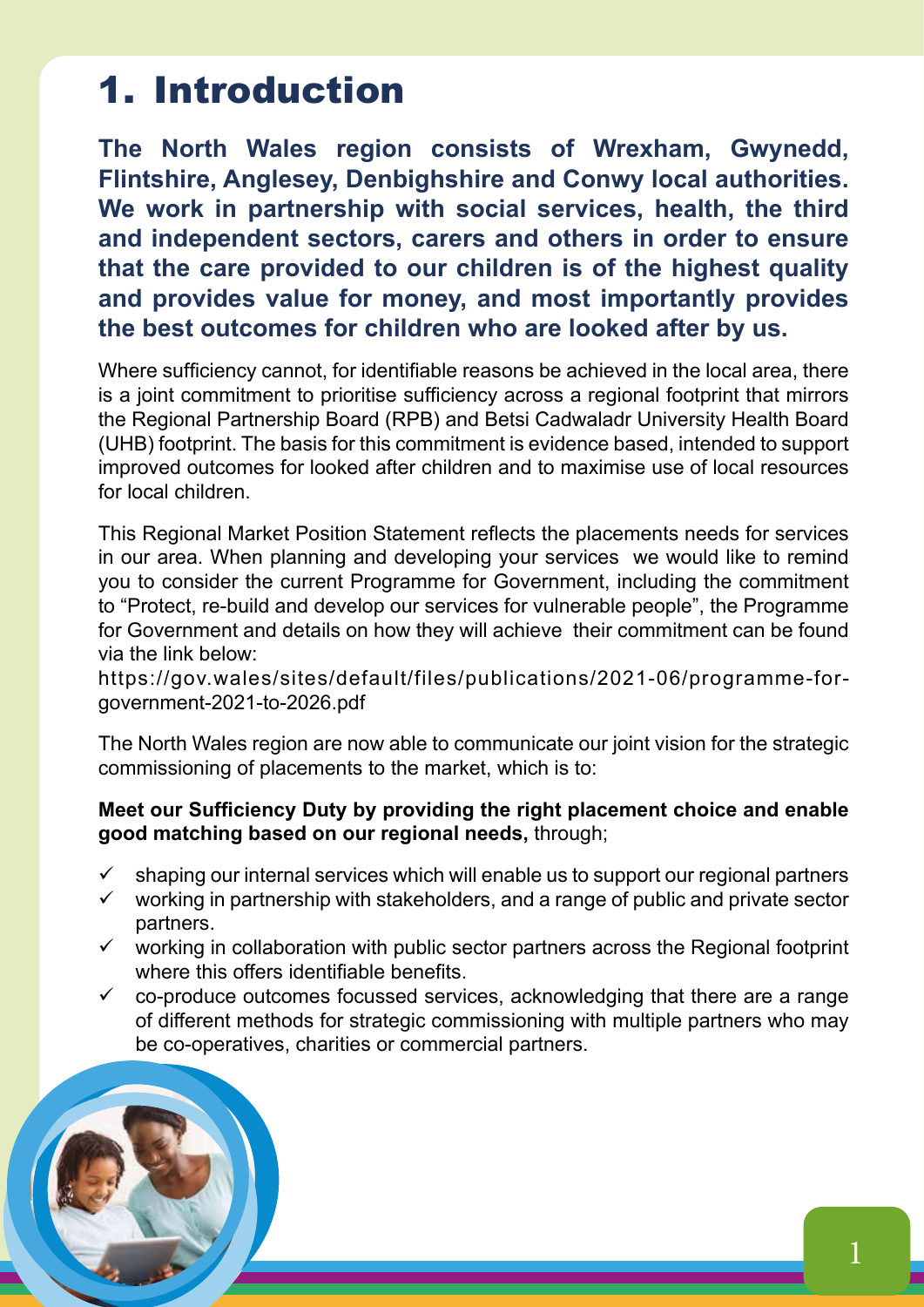# 1. Introduction

**The North Wales region consists of Wrexham, Gwynedd, Flintshire, Anglesey, Denbighshire and Conwy local authorities. We work in partnership with social services, health, the third and independent sectors, carers and others in order to ensure that the care provided to our children is of the highest quality and provides value for money, and most importantly provides the best outcomes for children who are looked after by us.**

Where sufficiency cannot, for identifiable reasons be achieved in the local area, there is a joint commitment to prioritise sufficiency across a regional footprint that mirrors the Regional Partnership Board (RPB) and Betsi Cadwaladr University Health Board (UHB) footprint. The basis for this commitment is evidence based, intended to support improved outcomes for looked after children and to maximise use of local resources for local children.

This Regional Market Position Statement reflects the placements needs for services in our area. When planning and developing your services we would like to remind you to consider the current Programme for Government, including the commitment to "Protect, re-build and develop our services for vulnerable people", the Programme for Government and details on how they will achieve their commitment can be found via the link below:
https://gov.wales/sites/default/files/publications/2021-06/programme-for-government-2021-to-2026.pdf

The North Wales region are now able to communicate our joint vision for the strategic commissioning of placements to the market, which is to:

**Meet our Sufficiency Duty by providing the right placement choice and enable good matching based on our regional needs,** through;

- ✓ shaping our internal services which will enable us to support our regional partners
- ✓ working in partnership with stakeholders, and a range of public and private sector partners.
- ✓ working in collaboration with public sector partners across the Regional footprint where this offers identifiable benefits.
- ✓ co-produce outcomes focussed services, acknowledging that there are a range of different methods for strategic commissioning with multiple partners who may be co-operatives, charities or commercial partners.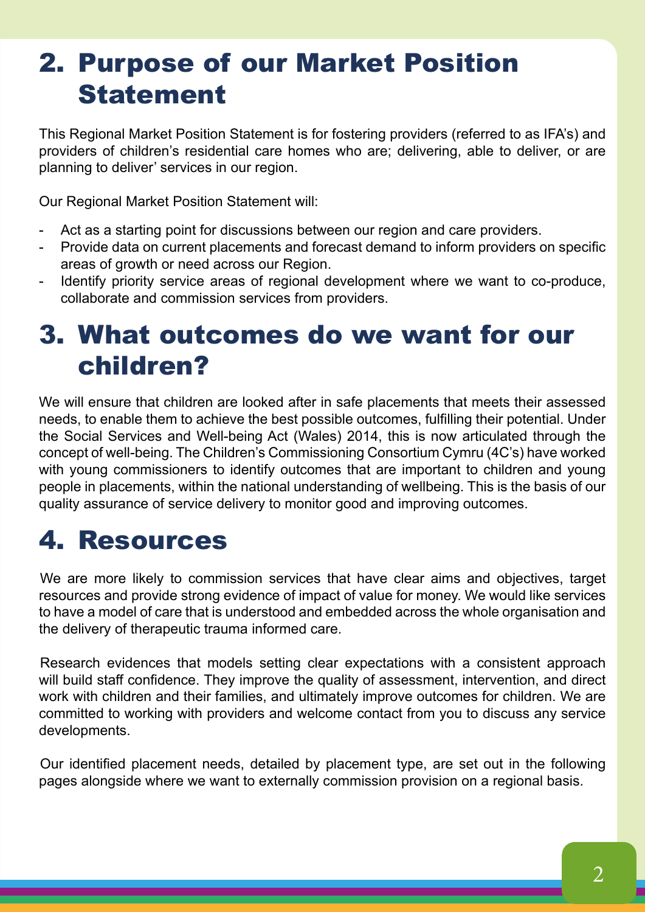## 2. Purpose of our Market Position Statement

This Regional Market Position Statement is for fostering providers (referred to as IFA's) and providers of children's residential care homes who are; delivering, able to deliver, or are planning to deliver' services in our region.

Our Regional Market Position Statement will:

- Act as a starting point for discussions between our region and care providers.
- Provide data on current placements and forecast demand to inform providers on specific areas of growth or need across our Region.
- Identify priority service areas of regional development where we want to co-produce, collaborate and commission services from providers.

## 3. What outcomes do we want for our children?

We will ensure that children are looked after in safe placements that meets their assessed needs, to enable them to achieve the best possible outcomes, fulfilling their potential. Under the Social Services and Well-being Act (Wales) 2014, this is now articulated through the concept of well-being. The Children's Commissioning Consortium Cymru (4C's) have worked with young commissioners to identify outcomes that are important to children and young people in placements, within the national understanding of wellbeing. This is the basis of our quality assurance of service delivery to monitor good and improving outcomes.

## 4. Resources

We are more likely to commission services that have clear aims and objectives, target resources and provide strong evidence of impact of value for money. We would like services to have a model of care that is understood and embedded across the whole organisation and the delivery of therapeutic trauma informed care.

Research evidences that models setting clear expectations with a consistent approach will build staff confidence. They improve the quality of assessment, intervention, and direct work with children and their families, and ultimately improve outcomes for children. We are committed to working with providers and welcome contact from you to discuss any service developments.

Our identified placement needs, detailed by placement type, are set out in the following pages alongside where we want to externally commission provision on a regional basis.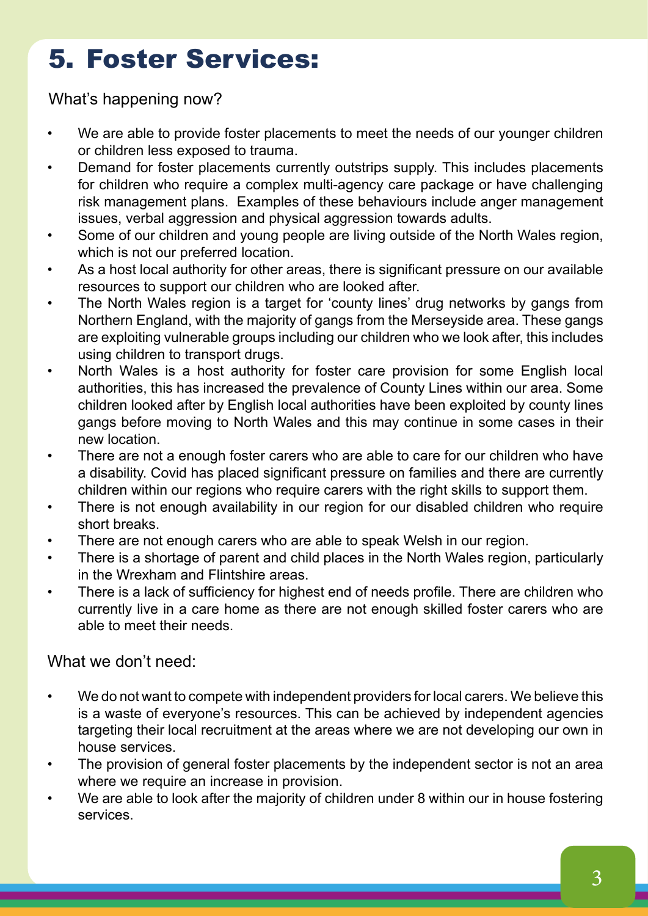# 5. Foster Services:

What's happening now?

- We are able to provide foster placements to meet the needs of our younger children or children less exposed to trauma.
- Demand for foster placements currently outstrips supply. This includes placements for children who require a complex multi-agency care package or have challenging risk management plans. Examples of these behaviours include anger management issues, verbal aggression and physical aggression towards adults.
- Some of our children and young people are living outside of the North Wales region, which is not our preferred location.
- As a host local authority for other areas, there is significant pressure on our available resources to support our children who are looked after.
- The North Wales region is a target for 'county lines' drug networks by gangs from Northern England, with the majority of gangs from the Merseyside area. These gangs are exploiting vulnerable groups including our children who we look after, this includes using children to transport drugs.
- North Wales is a host authority for foster care provision for some English local authorities, this has increased the prevalence of County Lines within our area. Some children looked after by English local authorities have been exploited by county lines gangs before moving to North Wales and this may continue in some cases in their new location.
- There are not a enough foster carers who are able to care for our children who have a disability. Covid has placed significant pressure on families and there are currently children within our regions who require carers with the right skills to support them.
- There is not enough availability in our region for our disabled children who require short breaks.
- There are not enough carers who are able to speak Welsh in our region.
- There is a shortage of parent and child places in the North Wales region, particularly in the Wrexham and Flintshire areas.
- There is a lack of sufficiency for highest end of needs profile. There are children who currently live in a care home as there are not enough skilled foster carers who are able to meet their needs.

What we don't need:

- We do not want to compete with independent providers for local carers. We believe this is a waste of everyone's resources. This can be achieved by independent agencies targeting their local recruitment at the areas where we are not developing our own in house services.
- The provision of general foster placements by the independent sector is not an area where we require an increase in provision.
- We are able to look after the majority of children under 8 within our in house fostering services.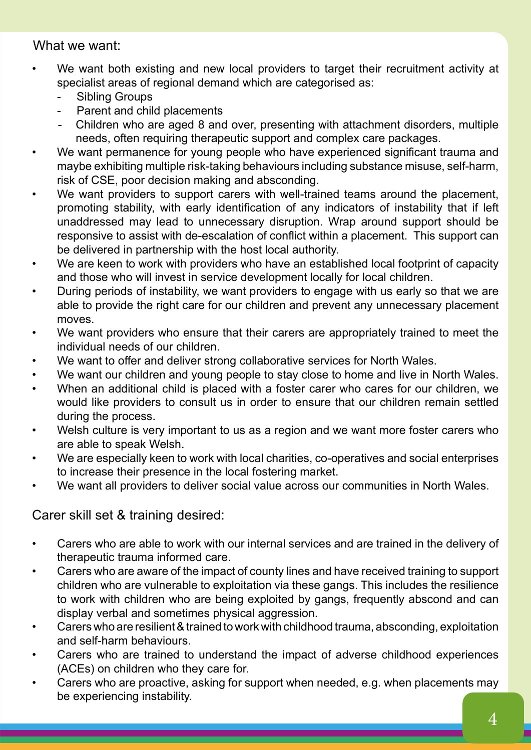## What we want:

- We want both existing and new local providers to target their recruitment activity at specialist areas of regional demand which are categorised as:
  - Sibling Groups
  - Parent and child placements
  - Children who are aged 8 and over, presenting with attachment disorders, multiple needs, often requiring therapeutic support and complex care packages.
- We want permanence for young people who have experienced significant trauma and maybe exhibiting multiple risk-taking behaviours including substance misuse, self-harm, risk of CSE, poor decision making and absconding.
- We want providers to support carers with well-trained teams around the placement, promoting stability, with early identification of any indicators of instability that if left unaddressed may lead to unnecessary disruption. Wrap around support should be responsive to assist with de-escalation of conflict within a placement. This support can be delivered in partnership with the host local authority.
- We are keen to work with providers who have an established local footprint of capacity and those who will invest in service development locally for local children.
- During periods of instability, we want providers to engage with us early so that we are able to provide the right care for our children and prevent any unnecessary placement moves.
- We want providers who ensure that their carers are appropriately trained to meet the individual needs of our children.
- We want to offer and deliver strong collaborative services for North Wales.
- We want our children and young people to stay close to home and live in North Wales.
- When an additional child is placed with a foster carer who cares for our children, we would like providers to consult us in order to ensure that our children remain settled during the process.
- Welsh culture is very important to us as a region and we want more foster carers who are able to speak Welsh.
- We are especially keen to work with local charities, co-operatives and social enterprises to increase their presence in the local fostering market.
- We want all providers to deliver social value across our communities in North Wales.

## Carer skill set & training desired:

- Carers who are able to work with our internal services and are trained in the delivery of therapeutic trauma informed care.
- Carers who are aware of the impact of county lines and have received training to support children who are vulnerable to exploitation via these gangs. This includes the resilience to work with children who are being exploited by gangs, frequently abscond and can display verbal and sometimes physical aggression.
- Carers who are resilient & trained to work with childhood trauma, absconding, exploitation and self-harm behaviours.
- Carers who are trained to understand the impact of adverse childhood experiences (ACEs) on children who they care for.
- Carers who are proactive, asking for support when needed, e.g. when placements may be experiencing instability.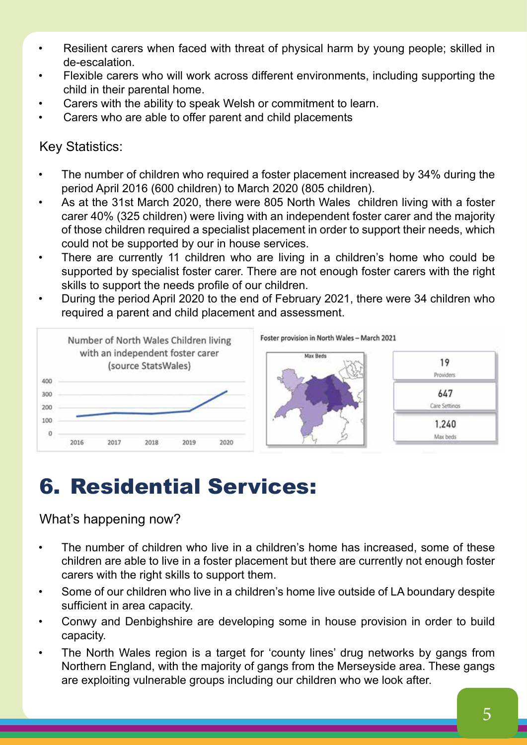- Resilient carers when faced with threat of physical harm by young people; skilled in de-escalation.
- Flexible carers who will work across different environments, including supporting the child in their parental home.
- Carers with the ability to speak Welsh or commitment to learn.
- Carers who are able to offer parent and child placements

Key Statistics:

- The number of children who required a foster placement increased by 34% during the period April 2016 (600 children) to March 2020 (805 children).
- As at the 31st March 2020, there were 805 North Wales children living with a foster carer 40% (325 children) were living with an independent foster carer and the majority of those children required a specialist placement in order to support their needs, which could not be supported by our in house services.
- There are currently 11 children who are living in a children's home who could be supported by specialist foster carer. There are not enough foster carers with the right skills to support the needs profile of our children.
- During the period April 2020 to the end of February 2021, there were 34 children who required a parent and child placement and assessment.

Number of North Wales Children living with an independent foster carer (source StatsWales)

Foster provision in North Wales – March 2021

Max Beds

| 19 | 647 | 1,240 |
|---|---|---|
| Providers | Care Settings | Max beds |

# 6. Residential Services:

What's happening now?

- The number of children who live in a children's home has increased, some of these children are able to live in a foster placement but there are currently not enough foster carers with the right skills to support them.
- Some of our children who live in a children's home live outside of LA boundary despite sufficient in area capacity.
- Conwy and Denbighshire are developing some in house provision in order to build capacity.
- The North Wales region is a target for 'county lines' drug networks by gangs from Northern England, with the majority of gangs from the Merseyside area. These gangs are exploiting vulnerable groups including our children who we look after.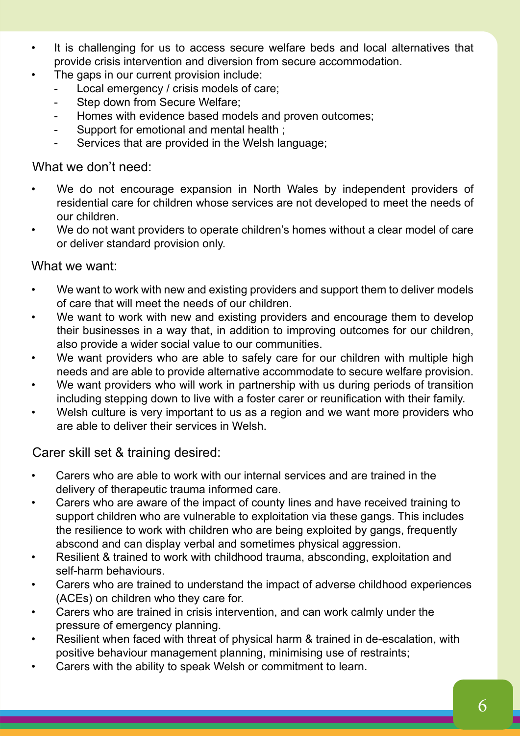- It is challenging for us to access secure welfare beds and local alternatives that provide crisis intervention and diversion from secure accommodation.
- The gaps in our current provision include:
  - Local emergency / crisis models of care;
  - Step down from Secure Welfare;
  - Homes with evidence based models and proven outcomes;
  - Support for emotional and mental health ;
  - Services that are provided in the Welsh language;

## What we don't need:

- We do not encourage expansion in North Wales by independent providers of residential care for children whose services are not developed to meet the needs of our children.
- We do not want providers to operate children's homes without a clear model of care or deliver standard provision only.

## What we want:

- We want to work with new and existing providers and support them to deliver models of care that will meet the needs of our children.
- We want to work with new and existing providers and encourage them to develop their businesses in a way that, in addition to improving outcomes for our children, also provide a wider social value to our communities.
- We want providers who are able to safely care for our children with multiple high needs and are able to provide alternative accommodate to secure welfare provision.
- We want providers who will work in partnership with us during periods of transition including stepping down to live with a foster carer or reunification with their family.
- Welsh culture is very important to us as a region and we want more providers who are able to deliver their services in Welsh.

## Carer skill set & training desired:

- Carers who are able to work with our internal services and are trained in the delivery of therapeutic trauma informed care.
- Carers who are aware of the impact of county lines and have received training to support children who are vulnerable to exploitation via these gangs. This includes the resilience to work with children who are being exploited by gangs, frequently abscond and can display verbal and sometimes physical aggression.
- Resilient & trained to work with childhood trauma, absconding, exploitation and self-harm behaviours.
- Carers who are trained to understand the impact of adverse childhood experiences (ACEs) on children who they care for.
- Carers who are trained in crisis intervention, and can work calmly under the pressure of emergency planning.
- Resilient when faced with threat of physical harm & trained in de-escalation, with positive behaviour management planning, minimising use of restraints;
- Carers with the ability to speak Welsh or commitment to learn.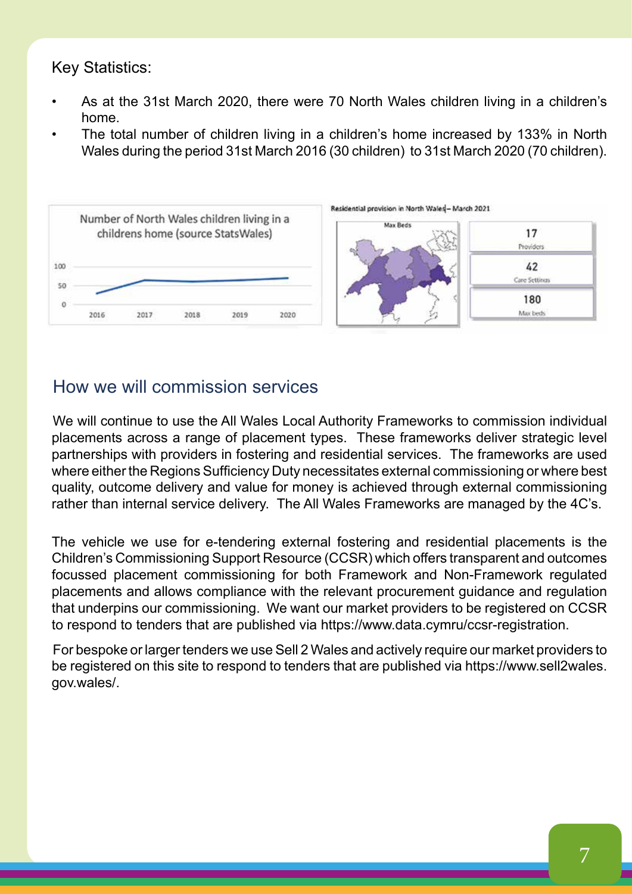Key Statistics:

- As at the 31st March 2020, there were 70 North Wales children living in a children's home.
- The total number of children living in a children's home increased by 133% in North Wales during the period 31st March 2016 (30 children) to 31st March 2020 (70 children).

Number of North Wales children living in a childrens home (source StatsWales)

Residential provision in North Wales – March 2021

| 17 | Providers |
|---|---|
| 42 | Care Settings |
| 180 | Max beds |

## How we will commission services

We will continue to use the All Wales Local Authority Frameworks to commission individual placements across a range of placement types. These frameworks deliver strategic level partnerships with providers in fostering and residential services. The frameworks are used where either the Regions Sufficiency Duty necessitates external commissioning or where best quality, outcome delivery and value for money is achieved through external commissioning rather than internal service delivery. The All Wales Frameworks are managed by the 4C's.

The vehicle we use for e-tendering external fostering and residential placements is the Children's Commissioning Support Resource (CCSR) which offers transparent and outcomes focussed placement commissioning for both Framework and Non-Framework regulated placements and allows compliance with the relevant procurement guidance and regulation that underpins our commissioning. We want our market providers to be registered on CCSR to respond to tenders that are published via https://www.data.cymru/ccsr-registration.

For bespoke or larger tenders we use Sell 2 Wales and actively require our market providers to be registered on this site to respond to tenders that are published via https://www.sell2wales.gov.wales/.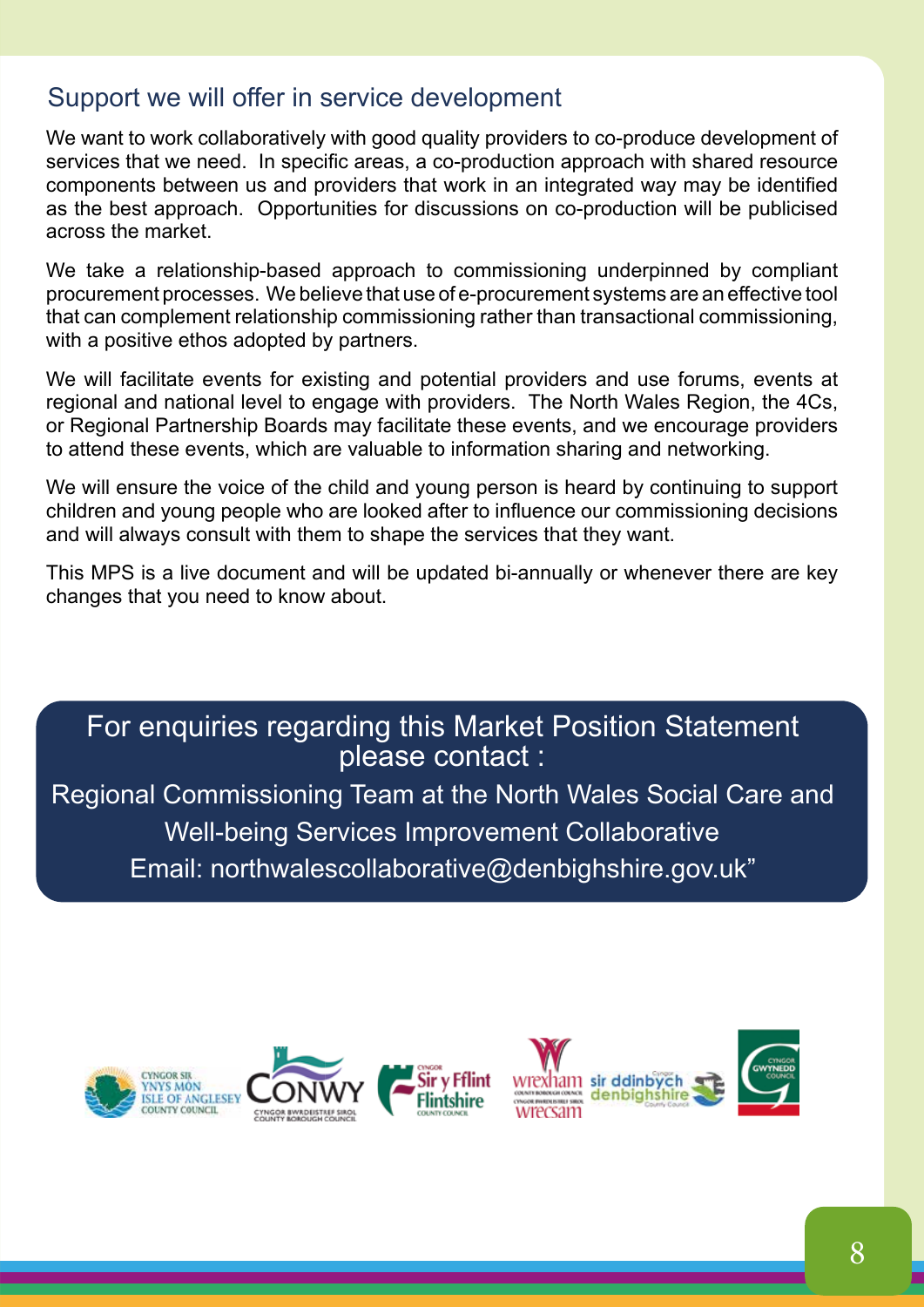## Support we will offer in service development

We want to work collaboratively with good quality providers to co-produce development of services that we need. In specific areas, a co-production approach with shared resource components between us and providers that work in an integrated way may be identified as the best approach. Opportunities for discussions on co-production will be publicised across the market.

We take a relationship-based approach to commissioning underpinned by compliant procurement processes. We believe that use of e-procurement systems are an effective tool that can complement relationship commissioning rather than transactional commissioning, with a positive ethos adopted by partners.

We will facilitate events for existing and potential providers and use forums, events at regional and national level to engage with providers. The North Wales Region, the 4Cs, or Regional Partnership Boards may facilitate these events, and we encourage providers to attend these events, which are valuable to information sharing and networking.

We will ensure the voice of the child and young person is heard by continuing to support children and young people who are looked after to influence our commissioning decisions and will always consult with them to shape the services that they want.

This MPS is a live document and will be updated bi-annually or whenever there are key changes that you need to know about.

For enquiries regarding this Market Position Statement please contact :

Regional Commissioning Team at the North Wales Social Care and Well-being Services Improvement Collaborative

Email: northwalescollaborative@denbighshire.gov.uk”